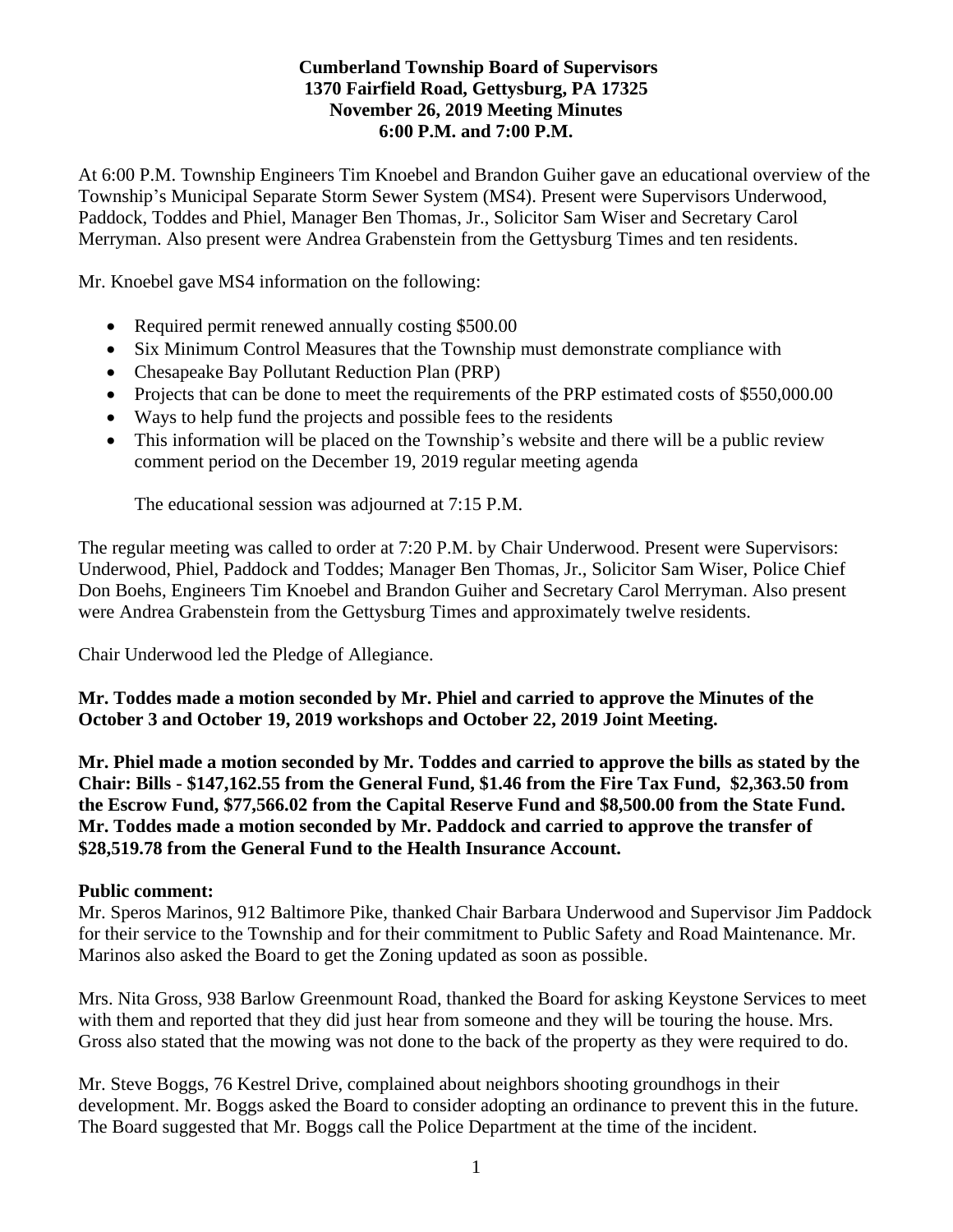**Cumberland Township Board of Supervisors**
**1370 Fairfield Road, Gettysburg, PA 17325**
**November 26, 2019 Meeting Minutes**
**6:00 P.M. and 7:00 P.M.**

At 6:00 P.M. Township Engineers Tim Knoebel and Brandon Guiher gave an educational overview of the Township's Municipal Separate Storm Sewer System (MS4). Present were Supervisors Underwood, Paddock, Toddes and Phiel, Manager Ben Thomas, Jr., Solicitor Sam Wiser and Secretary Carol Merryman. Also present were Andrea Grabenstein from the Gettysburg Times and ten residents.

Mr. Knoebel gave MS4 information on the following:

- Required permit renewed annually costing $500.00
- Six Minimum Control Measures that the Township must demonstrate compliance with
- Chesapeake Bay Pollutant Reduction Plan (PRP)
- Projects that can be done to meet the requirements of the PRP estimated costs of $550,000.00
- Ways to help fund the projects and possible fees to the residents
- This information will be placed on the Township's website and there will be a public review comment period on the December 19, 2019 regular meeting agenda

The educational session was adjourned at 7:15 P.M.

The regular meeting was called to order at 7:20 P.M. by Chair Underwood. Present were Supervisors: Underwood, Phiel, Paddock and Toddes; Manager Ben Thomas, Jr., Solicitor Sam Wiser, Police Chief Don Boehs, Engineers Tim Knoebel and Brandon Guiher and Secretary Carol Merryman. Also present were Andrea Grabenstein from the Gettysburg Times and approximately twelve residents.

Chair Underwood led the Pledge of Allegiance.

**Mr. Toddes made a motion seconded by Mr. Phiel and carried to approve the Minutes of the October 3 and October 19, 2019 workshops and October 22, 2019 Joint Meeting.**

**Mr. Phiel made a motion seconded by Mr. Toddes and carried to approve the bills as stated by the Chair: Bills - $147,162.55 from the General Fund, $1.46 from the Fire Tax Fund, $2,363.50 from the Escrow Fund, $77,566.02 from the Capital Reserve Fund and $8,500.00 from the State Fund. Mr. Toddes made a motion seconded by Mr. Paddock and carried to approve the transfer of $28,519.78 from the General Fund to the Health Insurance Account.**

**Public comment:**
Mr. Speros Marinos, 912 Baltimore Pike, thanked Chair Barbara Underwood and Supervisor Jim Paddock for their service to the Township and for their commitment to Public Safety and Road Maintenance. Mr. Marinos also asked the Board to get the Zoning updated as soon as possible.

Mrs. Nita Gross, 938 Barlow Greenmount Road, thanked the Board for asking Keystone Services to meet with them and reported that they did just hear from someone and they will be touring the house. Mrs. Gross also stated that the mowing was not done to the back of the property as they were required to do.

Mr. Steve Boggs, 76 Kestrel Drive, complained about neighbors shooting groundhogs in their development. Mr. Boggs asked the Board to consider adopting an ordinance to prevent this in the future. The Board suggested that Mr. Boggs call the Police Department at the time of the incident.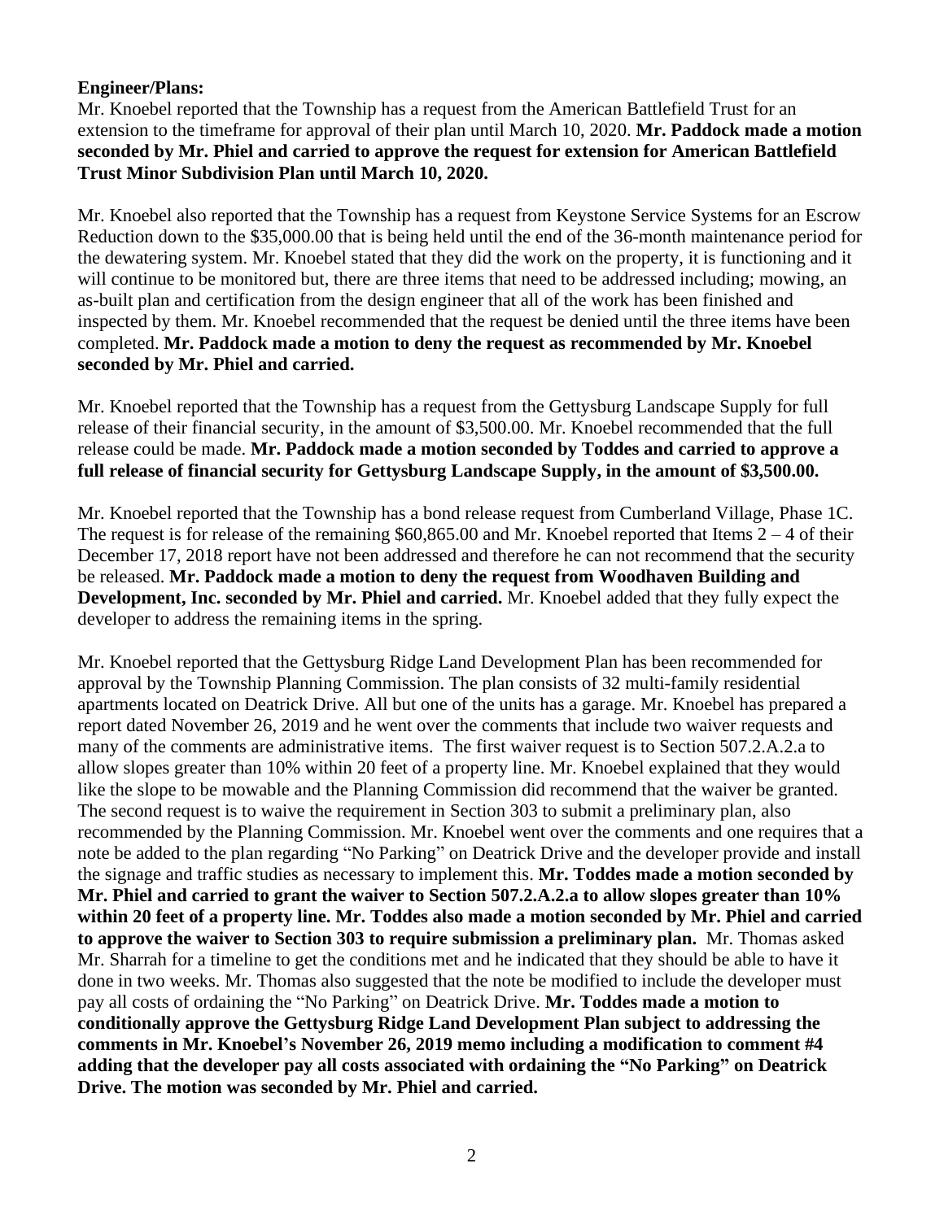**Engineer/Plans:**

Mr. Knoebel reported that the Township has a request from the American Battlefield Trust for an extension to the timeframe for approval of their plan until March 10, 2020. **Mr. Paddock made a motion seconded by Mr. Phiel and carried to approve the request for extension for American Battlefield Trust Minor Subdivision Plan until March 10, 2020.**

Mr. Knoebel also reported that the Township has a request from Keystone Service Systems for an Escrow Reduction down to the $35,000.00 that is being held until the end of the 36-month maintenance period for the dewatering system. Mr. Knoebel stated that they did the work on the property, it is functioning and it will continue to be monitored but, there are three items that need to be addressed including; mowing, an as-built plan and certification from the design engineer that all of the work has been finished and inspected by them. Mr. Knoebel recommended that the request be denied until the three items have been completed. **Mr. Paddock made a motion to deny the request as recommended by Mr. Knoebel seconded by Mr. Phiel and carried.**

Mr. Knoebel reported that the Township has a request from the Gettysburg Landscape Supply for full release of their financial security, in the amount of $3,500.00. Mr. Knoebel recommended that the full release could be made. **Mr. Paddock made a motion seconded by Toddes and carried to approve a full release of financial security for Gettysburg Landscape Supply, in the amount of $3,500.00.**

Mr. Knoebel reported that the Township has a bond release request from Cumberland Village, Phase 1C. The request is for release of the remaining $60,865.00 and Mr. Knoebel reported that Items 2 – 4 of their December 17, 2018 report have not been addressed and therefore he can not recommend that the security be released. **Mr. Paddock made a motion to deny the request from Woodhaven Building and Development, Inc. seconded by Mr. Phiel and carried.** Mr. Knoebel added that they fully expect the developer to address the remaining items in the spring.

Mr. Knoebel reported that the Gettysburg Ridge Land Development Plan has been recommended for approval by the Township Planning Commission. The plan consists of 32 multi-family residential apartments located on Deatrick Drive. All but one of the units has a garage. Mr. Knoebel has prepared a report dated November 26, 2019 and he went over the comments that include two waiver requests and many of the comments are administrative items. The first waiver request is to Section 507.2.A.2.a to allow slopes greater than 10% within 20 feet of a property line. Mr. Knoebel explained that they would like the slope to be mowable and the Planning Commission did recommend that the waiver be granted. The second request is to waive the requirement in Section 303 to submit a preliminary plan, also recommended by the Planning Commission. Mr. Knoebel went over the comments and one requires that a note be added to the plan regarding "No Parking" on Deatrick Drive and the developer provide and install the signage and traffic studies as necessary to implement this. **Mr. Toddes made a motion seconded by Mr. Phiel and carried to grant the waiver to Section 507.2.A.2.a to allow slopes greater than 10% within 20 feet of a property line. Mr. Toddes also made a motion seconded by Mr. Phiel and carried to approve the waiver to Section 303 to require submission a preliminary plan.** Mr. Thomas asked Mr. Sharrah for a timeline to get the conditions met and he indicated that they should be able to have it done in two weeks. Mr. Thomas also suggested that the note be modified to include the developer must pay all costs of ordaining the "No Parking" on Deatrick Drive. **Mr. Toddes made a motion to conditionally approve the Gettysburg Ridge Land Development Plan subject to addressing the comments in Mr. Knoebel's November 26, 2019 memo including a modification to comment #4 adding that the developer pay all costs associated with ordaining the "No Parking" on Deatrick Drive. The motion was seconded by Mr. Phiel and carried.**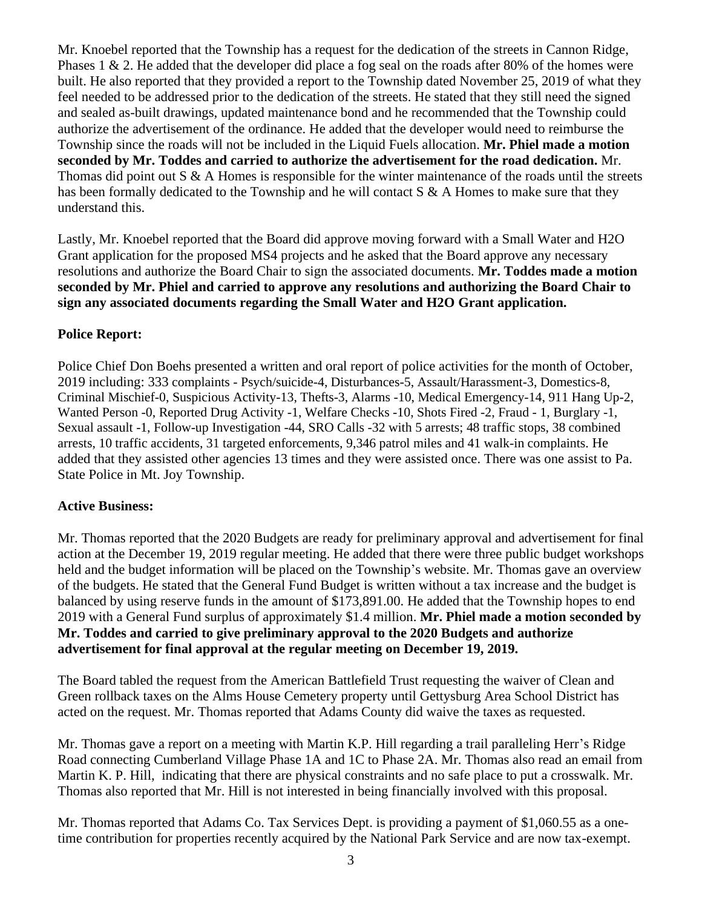Mr. Knoebel reported that the Township has a request for the dedication of the streets in Cannon Ridge, Phases 1 & 2. He added that the developer did place a fog seal on the roads after 80% of the homes were built. He also reported that they provided a report to the Township dated November 25, 2019 of what they feel needed to be addressed prior to the dedication of the streets. He stated that they still need the signed and sealed as-built drawings, updated maintenance bond and he recommended that the Township could authorize the advertisement of the ordinance. He added that the developer would need to reimburse the Township since the roads will not be included in the Liquid Fuels allocation. **Mr. Phiel made a motion seconded by Mr. Toddes and carried to authorize the advertisement for the road dedication.** Mr. Thomas did point out S & A Homes is responsible for the winter maintenance of the roads until the streets has been formally dedicated to the Township and he will contact S & A Homes to make sure that they understand this.

Lastly, Mr. Knoebel reported that the Board did approve moving forward with a Small Water and H2O Grant application for the proposed MS4 projects and he asked that the Board approve any necessary resolutions and authorize the Board Chair to sign the associated documents. **Mr. Toddes made a motion seconded by Mr. Phiel and carried to approve any resolutions and authorizing the Board Chair to sign any associated documents regarding the Small Water and H2O Grant application.**

**Police Report:**

Police Chief Don Boehs presented a written and oral report of police activities for the month of October, 2019 including: 333 complaints - Psych/suicide-4, Disturbances-5, Assault/Harassment-3, Domestics-8, Criminal Mischief-0, Suspicious Activity-13, Thefts-3, Alarms -10, Medical Emergency-14, 911 Hang Up-2, Wanted Person -0, Reported Drug Activity -1, Welfare Checks -10, Shots Fired -2, Fraud - 1, Burglary -1, Sexual assault -1, Follow-up Investigation -44, SRO Calls -32 with 5 arrests; 48 traffic stops, 38 combined arrests, 10 traffic accidents, 31 targeted enforcements, 9,346 patrol miles and 41 walk-in complaints. He added that they assisted other agencies 13 times and they were assisted once. There was one assist to Pa. State Police in Mt. Joy Township.

**Active Business:**

Mr. Thomas reported that the 2020 Budgets are ready for preliminary approval and advertisement for final action at the December 19, 2019 regular meeting. He added that there were three public budget workshops held and the budget information will be placed on the Township's website. Mr. Thomas gave an overview of the budgets. He stated that the General Fund Budget is written without a tax increase and the budget is balanced by using reserve funds in the amount of $173,891.00. He added that the Township hopes to end 2019 with a General Fund surplus of approximately $1.4 million. **Mr. Phiel made a motion seconded by Mr. Toddes and carried to give preliminary approval to the 2020 Budgets and authorize advertisement for final approval at the regular meeting on December 19, 2019.**

The Board tabled the request from the American Battlefield Trust requesting the waiver of Clean and Green rollback taxes on the Alms House Cemetery property until Gettysburg Area School District has acted on the request. Mr. Thomas reported that Adams County did waive the taxes as requested.

Mr. Thomas gave a report on a meeting with Martin K.P. Hill regarding a trail paralleling Herr's Ridge Road connecting Cumberland Village Phase 1A and 1C to Phase 2A. Mr. Thomas also read an email from Martin K. P. Hill, indicating that there are physical constraints and no safe place to put a crosswalk. Mr. Thomas also reported that Mr. Hill is not interested in being financially involved with this proposal.

Mr. Thomas reported that Adams Co. Tax Services Dept. is providing a payment of $1,060.55 as a one-time contribution for properties recently acquired by the National Park Service and are now tax-exempt.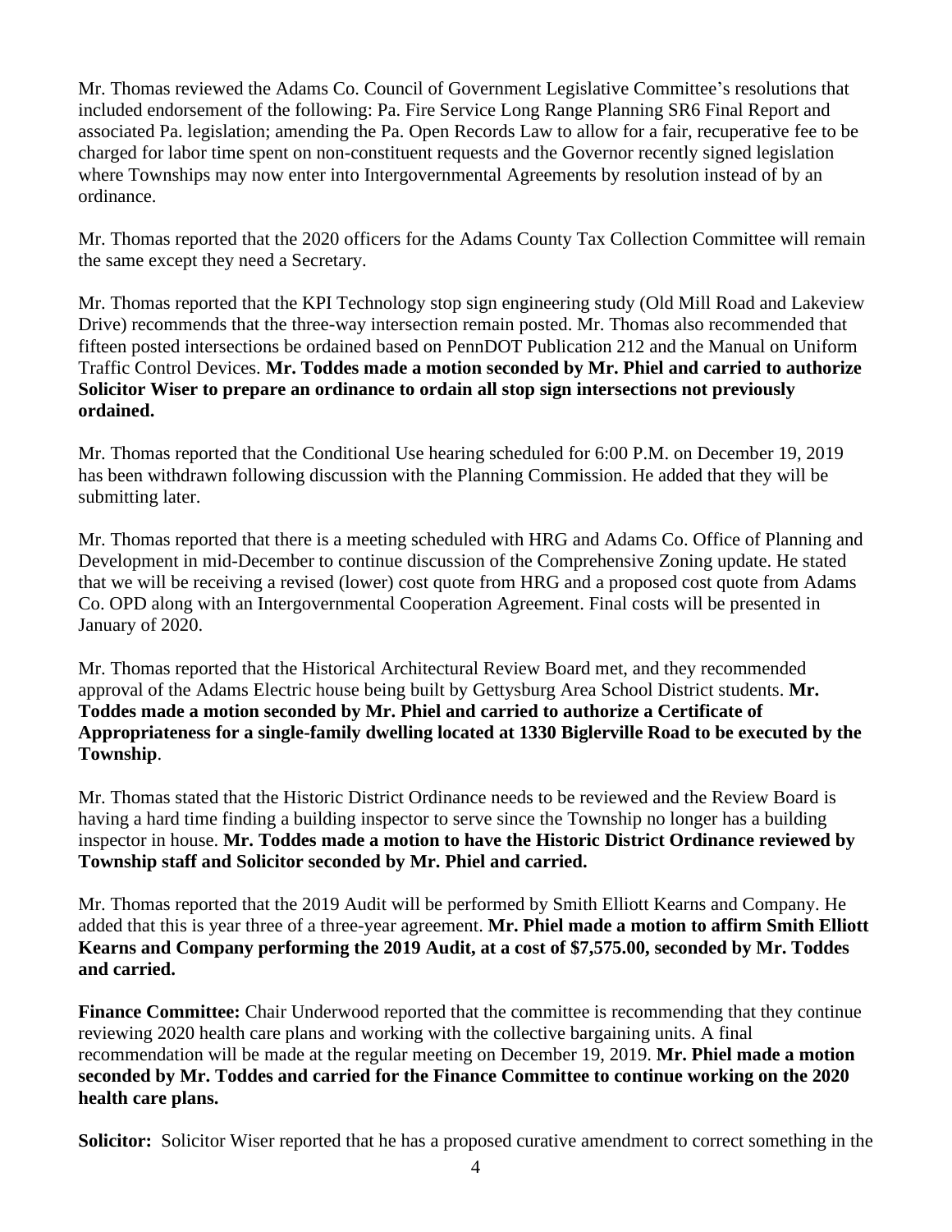Mr. Thomas reviewed the Adams Co. Council of Government Legislative Committee's resolutions that included endorsement of the following: Pa. Fire Service Long Range Planning SR6 Final Report and associated Pa. legislation; amending the Pa. Open Records Law to allow for a fair, recuperative fee to be charged for labor time spent on non-constituent requests and the Governor recently signed legislation where Townships may now enter into Intergovernmental Agreements by resolution instead of by an ordinance.

Mr. Thomas reported that the 2020 officers for the Adams County Tax Collection Committee will remain the same except they need a Secretary.

Mr. Thomas reported that the KPI Technology stop sign engineering study (Old Mill Road and Lakeview Drive) recommends that the three-way intersection remain posted. Mr. Thomas also recommended that fifteen posted intersections be ordained based on PennDOT Publication 212 and the Manual on Uniform Traffic Control Devices. **Mr. Toddes made a motion seconded by Mr. Phiel and carried to authorize Solicitor Wiser to prepare an ordinance to ordain all stop sign intersections not previously ordained.**

Mr. Thomas reported that the Conditional Use hearing scheduled for 6:00 P.M. on December 19, 2019 has been withdrawn following discussion with the Planning Commission. He added that they will be submitting later.

Mr. Thomas reported that there is a meeting scheduled with HRG and Adams Co. Office of Planning and Development in mid-December to continue discussion of the Comprehensive Zoning update. He stated that we will be receiving a revised (lower) cost quote from HRG and a proposed cost quote from Adams Co. OPD along with an Intergovernmental Cooperation Agreement. Final costs will be presented in January of 2020.

Mr. Thomas reported that the Historical Architectural Review Board met, and they recommended approval of the Adams Electric house being built by Gettysburg Area School District students. **Mr. Toddes made a motion seconded by Mr. Phiel and carried to authorize a Certificate of Appropriateness for a single-family dwelling located at 1330 Biglerville Road to be executed by the Township**.

Mr. Thomas stated that the Historic District Ordinance needs to be reviewed and the Review Board is having a hard time finding a building inspector to serve since the Township no longer has a building inspector in house. **Mr. Toddes made a motion to have the Historic District Ordinance reviewed by Township staff and Solicitor seconded by Mr. Phiel and carried.**

Mr. Thomas reported that the 2019 Audit will be performed by Smith Elliott Kearns and Company. He added that this is year three of a three-year agreement. **Mr. Phiel made a motion to affirm Smith Elliott Kearns and Company performing the 2019 Audit, at a cost of $7,575.00, seconded by Mr. Toddes and carried.**

**Finance Committee:** Chair Underwood reported that the committee is recommending that they continue reviewing 2020 health care plans and working with the collective bargaining units. A final recommendation will be made at the regular meeting on December 19, 2019. **Mr. Phiel made a motion seconded by Mr. Toddes and carried for the Finance Committee to continue working on the 2020 health care plans.**

**Solicitor:** Solicitor Wiser reported that he has a proposed curative amendment to correct something in the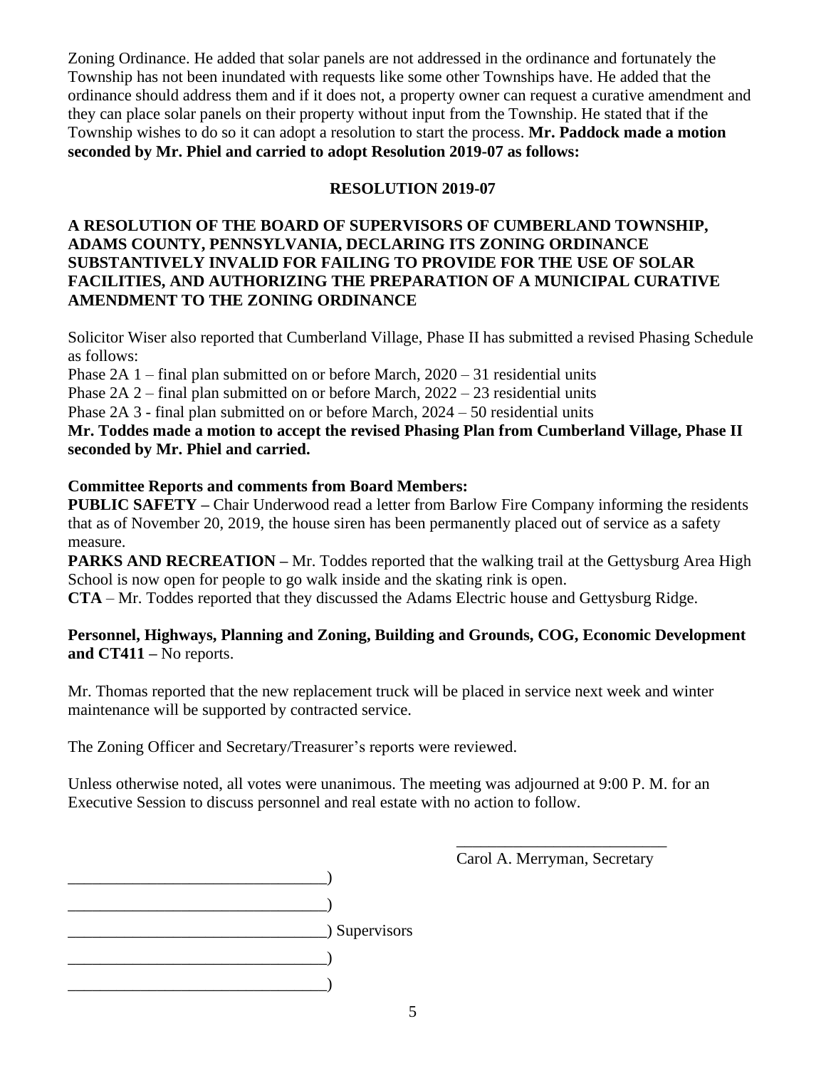Zoning Ordinance. He added that solar panels are not addressed in the ordinance and fortunately the Township has not been inundated with requests like some other Townships have. He added that the ordinance should address them and if it does not, a property owner can request a curative amendment and they can place solar panels on their property without input from the Township. He stated that if the Township wishes to do so it can adopt a resolution to start the process. **Mr. Paddock made a motion seconded by Mr. Phiel and carried to adopt Resolution 2019-07 as follows:**

**RESOLUTION 2019-07**

**A RESOLUTION OF THE BOARD OF SUPERVISORS OF CUMBERLAND TOWNSHIP, ADAMS COUNTY, PENNSYLVANIA, DECLARING ITS ZONING ORDINANCE SUBSTANTIVELY INVALID FOR FAILING TO PROVIDE FOR THE USE OF SOLAR FACILITIES, AND AUTHORIZING THE PREPARATION OF A MUNICIPAL CURATIVE AMENDMENT TO THE ZONING ORDINANCE**

Solicitor Wiser also reported that Cumberland Village, Phase II has submitted a revised Phasing Schedule as follows:

Phase 2A 1 – final plan submitted on or before March, 2020 – 31 residential units

Phase 2A 2 – final plan submitted on or before March, 2022 – 23 residential units

Phase 2A 3 - final plan submitted on or before March, 2024 – 50 residential units

**Mr. Toddes made a motion to accept the revised Phasing Plan from Cumberland Village, Phase II seconded by Mr. Phiel and carried.**

**Committee Reports and comments from Board Members:**

**PUBLIC SAFETY –** Chair Underwood read a letter from Barlow Fire Company informing the residents that as of November 20, 2019, the house siren has been permanently placed out of service as a safety measure.

**PARKS AND RECREATION –** Mr. Toddes reported that the walking trail at the Gettysburg Area High School is now open for people to go walk inside and the skating rink is open.

**CTA** – Mr. Toddes reported that they discussed the Adams Electric house and Gettysburg Ridge.

**Personnel, Highways, Planning and Zoning, Building and Grounds, COG, Economic Development and CT411 –** No reports.

Mr. Thomas reported that the new replacement truck will be placed in service next week and winter maintenance will be supported by contracted service.

The Zoning Officer and Secretary/Treasurer's reports were reviewed.

Unless otherwise noted, all votes were unanimous. The meeting was adjourned at 9:00 P. M. for an Executive Session to discuss personnel and real estate with no action to follow.

\_\_\_\_\_\_\_\_\_\_\_\_\_\_\_\_\_\_\_\_\_\_\_\_\_\_
Carol A. Merryman, Secretary

\_\_\_\_\_\_\_\_\_\_\_\_\_\_\_\_\_\_\_\_\_\_\_\_\_\_\_\_\_\_)
\_\_\_\_\_\_\_\_\_\_\_\_\_\_\_\_\_\_\_\_\_\_\_\_\_\_\_\_\_\_)
\_\_\_\_\_\_\_\_\_\_\_\_\_\_\_\_\_\_\_\_\_\_\_\_\_\_\_\_\_\_) Supervisors
\_\_\_\_\_\_\_\_\_\_\_\_\_\_\_\_\_\_\_\_\_\_\_\_\_\_\_\_\_\_)
\_\_\_\_\_\_\_\_\_\_\_\_\_\_\_\_\_\_\_\_\_\_\_\_\_\_\_\_\_\_)